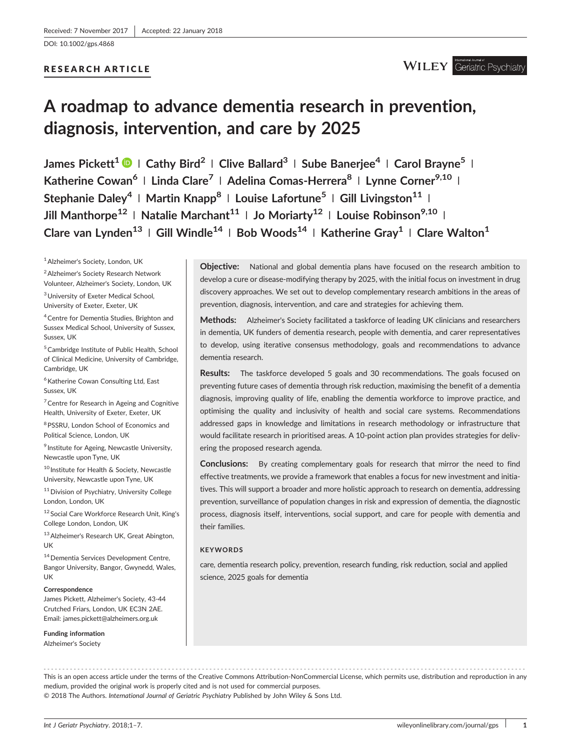Received: 7 November 2017 | Accepted: 22 January 2018

DOI: 10.1002/gps.4868

RESEARCH ARTICLE

# A roadmap to advance dementia research in prevention, diagnosis, intervention, and care by 2025

**James Pickett[1] | Cathy Bird[2] | Clive Ballard[3] | Sube Banerjee[4] | Carol Brayne[5] | Katherine Cowan[6] | Linda Clare[7] | Adelina Comas-Herrera[8] | Lynne Corner[9,10] | Stephanie Daley[4] | Martin Knapp[8] | Louise Lafortune[5] | Gill Livingston[11] | Jill Manthorpe[12] | Natalie Marchant[11] | Jo Moriarty[12] | Louise Robinson[9,10] | Clare van Lynden[13] | Gill Windle[14] | Bob Woods[14] | Katherine Gray[1] | Clare Walton[1]**

[1] Alzheimer's Society, London, UK

[2] Alzheimer's Society Research Network Volunteer, Alzheimer's Society, London, UK

[3] University of Exeter Medical School, University of Exeter, Exeter, UK

[4] Centre for Dementia Studies, Brighton and Sussex Medical School, University of Sussex, Sussex, UK

[5] Cambridge Institute of Public Health, School of Clinical Medicine, University of Cambridge, Cambridge, UK

[6] Katherine Cowan Consulting Ltd, East Sussex, UK

[7] Centre for Research in Ageing and Cognitive Health, University of Exeter, Exeter, UK

[8] PSSRU, London School of Economics and Political Science, London, UK

[9] Institute for Ageing, Newcastle University, Newcastle upon Tyne, UK

[10] Institute for Health & Society, Newcastle University, Newcastle upon Tyne, UK

[11] Division of Psychiatry, University College London, London, UK

[12] Social Care Workforce Research Unit, King's College London, London, UK

[13] Alzheimer's Research UK, Great Abington, UK

[14] Dementia Services Development Centre, Bangor University, Bangor, Gwynedd, Wales, UK

**Correspondence**

James Pickett, Alzheimer's Society, 43-44 Crutched Friars, London, UK EC3N 2AE.
Email: james.pickett@alzheimers.org.uk

**Funding information**

Alzheimer's Society

**Objective:** National and global dementia plans have focused on the research ambition to develop a cure or disease-modifying therapy by 2025, with the initial focus on investment in drug discovery approaches. We set out to develop complementary research ambitions in the areas of prevention, diagnosis, intervention, and care and strategies for achieving them.

**Methods:** Alzheimer's Society facilitated a taskforce of leading UK clinicians and researchers in dementia, UK funders of dementia research, people with dementia, and carer representatives to develop, using iterative consensus methodology, goals and recommendations to advance dementia research.

**Results:** The taskforce developed 5 goals and 30 recommendations. The goals focused on preventing future cases of dementia through risk reduction, maximising the benefit of a dementia diagnosis, improving quality of life, enabling the dementia workforce to improve practice, and optimising the quality and inclusivity of health and social care systems. Recommendations addressed gaps in knowledge and limitations in research methodology or infrastructure that would facilitate research in prioritised areas. A 10-point action plan provides strategies for delivering the proposed research agenda.

**Conclusions:** By creating complementary goals for research that mirror the need to find effective treatments, we provide a framework that enables a focus for new investment and initiatives. This will support a broader and more holistic approach to research on dementia, addressing prevention, surveillance of population changes in risk and expression of dementia, the diagnostic process, diagnosis itself, interventions, social support, and care for people with dementia and their families.

**KEYWORDS**

care, dementia research policy, prevention, research funding, risk reduction, social and applied science, 2025 goals for dementia

This is an open access article under the terms of the Creative Commons Attribution-NonCommercial License, which permits use, distribution and reproduction in any medium, provided the original work is properly cited and is not used for commercial purposes.
© 2018 The Authors. *International Journal of Geriatric Psychiatry* Published by John Wiley & Sons Ltd.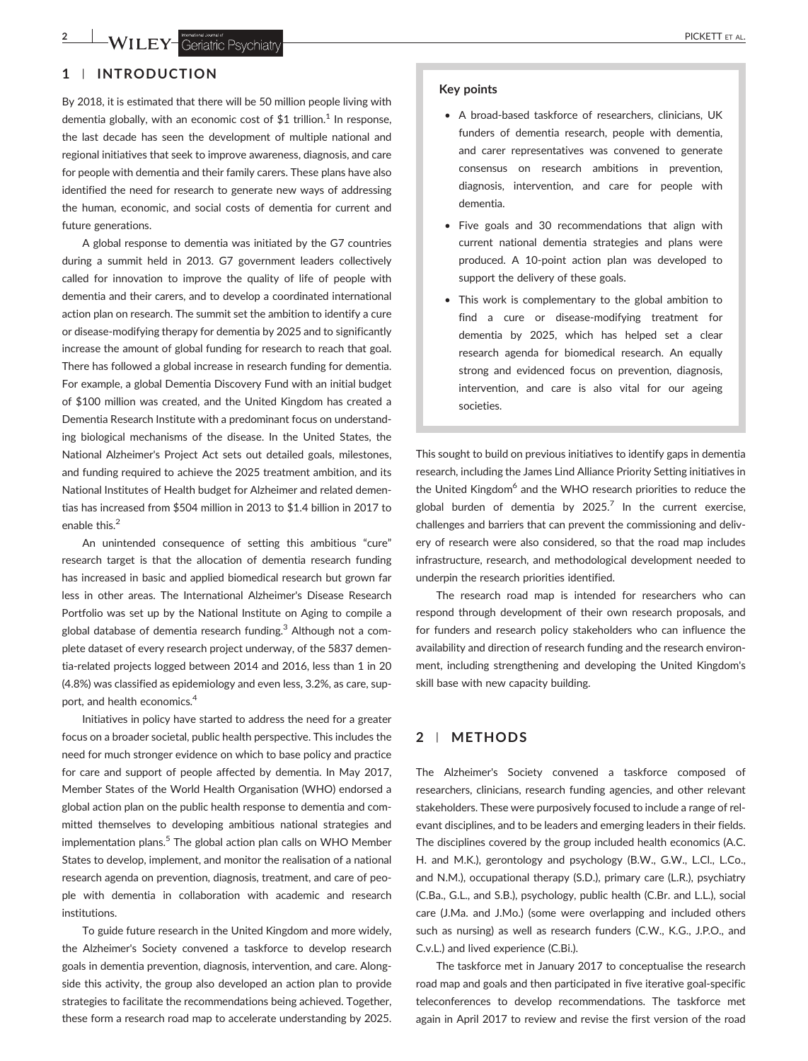## 1 | INTRODUCTION

By 2018, it is estimated that there will be 50 million people living with dementia globally, with an economic cost of $1 trillion.[1] In response, the last decade has seen the development of multiple national and regional initiatives that seek to improve awareness, diagnosis, and care for people with dementia and their family carers. These plans have also identified the need for research to generate new ways of addressing the human, economic, and social costs of dementia for current and future generations.

A global response to dementia was initiated by the G7 countries during a summit held in 2013. G7 government leaders collectively called for innovation to improve the quality of life of people with dementia and their carers, and to develop a coordinated international action plan on research. The summit set the ambition to identify a cure or disease‐modifying therapy for dementia by 2025 and to significantly increase the amount of global funding for research to reach that goal. There has followed a global increase in research funding for dementia. For example, a global Dementia Discovery Fund with an initial budget of $100 million was created, and the United Kingdom has created a Dementia Research Institute with a predominant focus on understanding biological mechanisms of the disease. In the United States, the National Alzheimer's Project Act sets out detailed goals, milestones, and funding required to achieve the 2025 treatment ambition, and its National Institutes of Health budget for Alzheimer and related dementias has increased from $504 million in 2013 to $1.4 billion in 2017 to enable this.[2]

An unintended consequence of setting this ambitious "cure" research target is that the allocation of dementia research funding has increased in basic and applied biomedical research but grown far less in other areas. The International Alzheimer's Disease Research Portfolio was set up by the National Institute on Aging to compile a global database of dementia research funding.[3] Although not a complete dataset of every research project underway, of the 5837 dementia‐related projects logged between 2014 and 2016, less than 1 in 20 (4.8%) was classified as epidemiology and even less, 3.2%, as care, support, and health economics.[4]

Initiatives in policy have started to address the need for a greater focus on a broader societal, public health perspective. This includes the need for much stronger evidence on which to base policy and practice for care and support of people affected by dementia. In May 2017, Member States of the World Health Organisation (WHO) endorsed a global action plan on the public health response to dementia and committed themselves to developing ambitious national strategies and implementation plans.[5] The global action plan calls on WHO Member States to develop, implement, and monitor the realisation of a national research agenda on prevention, diagnosis, treatment, and care of people with dementia in collaboration with academic and research institutions.

To guide future research in the United Kingdom and more widely, the Alzheimer's Society convened a taskforce to develop research goals in dementia prevention, diagnosis, intervention, and care. Alongside this activity, the group also developed an action plan to provide strategies to facilitate the recommendations being achieved. Together, these form a research road map to accelerate understanding by 2025.

> **Key points**
>
> - A broad‐based taskforce of researchers, clinicians, UK funders of dementia research, people with dementia, and carer representatives was convened to generate consensus on research ambitions in prevention, diagnosis, intervention, and care for people with dementia.
> - Five goals and 30 recommendations that align with current national dementia strategies and plans were produced. A 10‐point action plan was developed to support the delivery of these goals.
> - This work is complementary to the global ambition to find a cure or disease‐modifying treatment for dementia by 2025, which has helped set a clear research agenda for biomedical research. An equally strong and evidenced focus on prevention, diagnosis, intervention, and care is also vital for our ageing societies.

This sought to build on previous initiatives to identify gaps in dementia research, including the James Lind Alliance Priority Setting initiatives in the United Kingdom[6] and the WHO research priorities to reduce the global burden of dementia by 2025.[7] In the current exercise, challenges and barriers that can prevent the commissioning and delivery of research were also considered, so that the road map includes infrastructure, research, and methodological development needed to underpin the research priorities identified.

The research road map is intended for researchers who can respond through development of their own research proposals, and for funders and research policy stakeholders who can influence the availability and direction of research funding and the research environment, including strengthening and developing the United Kingdom's skill base with new capacity building.

## 2 | METHODS

The Alzheimer's Society convened a taskforce composed of researchers, clinicians, research funding agencies, and other relevant stakeholders. These were purposively focused to include a range of relevant disciplines, and to be leaders and emerging leaders in their fields. The disciplines covered by the group included health economics (A.C.H. and M.K.), gerontology and psychology (B.W., G.W., L.Cl., L.Co., and N.M.), occupational therapy (S.D.), primary care (L.R.), psychiatry (C.Ba., G.L., and S.B.), psychology, public health (C.Br. and L.L.), social care (J.Ma. and J.Mo.) (some were overlapping and included others such as nursing) as well as research funders (C.W., K.G., J.P.O., and C.v.L.) and lived experience (C.Bi.).

The taskforce met in January 2017 to conceptualise the research road map and goals and then participated in five iterative goal‐specific teleconferences to develop recommendations. The taskforce met again in April 2017 to review and revise the first version of the road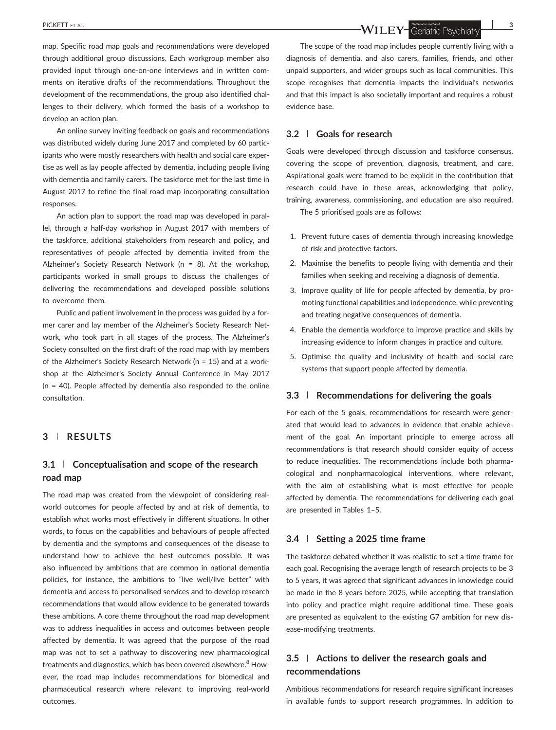map. Specific road map goals and recommendations were developed through additional group discussions. Each workgroup member also provided input through one‐on‐one interviews and in written comments on iterative drafts of the recommendations. Throughout the development of the recommendations, the group also identified challenges to their delivery, which formed the basis of a workshop to develop an action plan.

An online survey inviting feedback on goals and recommendations was distributed widely during June 2017 and completed by 60 participants who were mostly researchers with health and social care expertise as well as lay people affected by dementia, including people living with dementia and family carers. The taskforce met for the last time in August 2017 to refine the final road map incorporating consultation responses.

An action plan to support the road map was developed in parallel, through a half‐day workshop in August 2017 with members of the taskforce, additional stakeholders from research and policy, and representatives of people affected by dementia invited from the Alzheimer's Society Research Network (n = 8). At the workshop, participants worked in small groups to discuss the challenges of delivering the recommendations and developed possible solutions to overcome them.

Public and patient involvement in the process was guided by a former carer and lay member of the Alzheimer's Society Research Network, who took part in all stages of the process. The Alzheimer's Society consulted on the first draft of the road map with lay members of the Alzheimer's Society Research Network (n = 15) and at a workshop at the Alzheimer's Society Annual Conference in May 2017 (n = 40). People affected by dementia also responded to the online consultation.

## 3 | RESULTS

### 3.1 | Conceptualisation and scope of the research road map

The road map was created from the viewpoint of considering real‐world outcomes for people affected by and at risk of dementia, to establish what works most effectively in different situations. In other words, to focus on the capabilities and behaviours of people affected by dementia and the symptoms and consequences of the disease to understand how to achieve the best outcomes possible. It was also influenced by ambitions that are common in national dementia policies, for instance, the ambitions to "live well/live better" with dementia and access to personalised services and to develop research recommendations that would allow evidence to be generated towards these ambitions. A core theme throughout the road map development was to address inequalities in access and outcomes between people affected by dementia. It was agreed that the purpose of the road map was not to set a pathway to discovering new pharmacological treatments and diagnostics, which has been covered elsewhere.[8] However, the road map includes recommendations for biomedical and pharmaceutical research where relevant to improving real‐world outcomes.

The scope of the road map includes people currently living with a diagnosis of dementia, and also carers, families, friends, and other unpaid supporters, and wider groups such as local communities. This scope recognises that dementia impacts the individual's networks and that this impact is also societally important and requires a robust evidence base.

### 3.2 | Goals for research

Goals were developed through discussion and taskforce consensus, covering the scope of prevention, diagnosis, treatment, and care. Aspirational goals were framed to be explicit in the contribution that research could have in these areas, acknowledging that policy, training, awareness, commissioning, and education are also required.

The 5 prioritised goals are as follows:

1. Prevent future cases of dementia through increasing knowledge of risk and protective factors.
2. Maximise the benefits to people living with dementia and their families when seeking and receiving a diagnosis of dementia.
3. Improve quality of life for people affected by dementia, by promoting functional capabilities and independence, while preventing and treating negative consequences of dementia.
4. Enable the dementia workforce to improve practice and skills by increasing evidence to inform changes in practice and culture.
5. Optimise the quality and inclusivity of health and social care systems that support people affected by dementia.

### 3.3 | Recommendations for delivering the goals

For each of the 5 goals, recommendations for research were generated that would lead to advances in evidence that enable achievement of the goal. An important principle to emerge across all recommendations is that research should consider equity of access to reduce inequalities. The recommendations include both pharmacological and nonpharmacological interventions, where relevant, with the aim of establishing what is most effective for people affected by dementia. The recommendations for delivering each goal are presented in Tables 1–5.

### 3.4 | Setting a 2025 time frame

The taskforce debated whether it was realistic to set a time frame for each goal. Recognising the average length of research projects to be 3 to 5 years, it was agreed that significant advances in knowledge could be made in the 8 years before 2025, while accepting that translation into policy and practice might require additional time. These goals are presented as equivalent to the existing G7 ambition for new disease‐modifying treatments.

### 3.5 | Actions to deliver the research goals and recommendations

Ambitious recommendations for research require significant increases in available funds to support research programmes. In addition to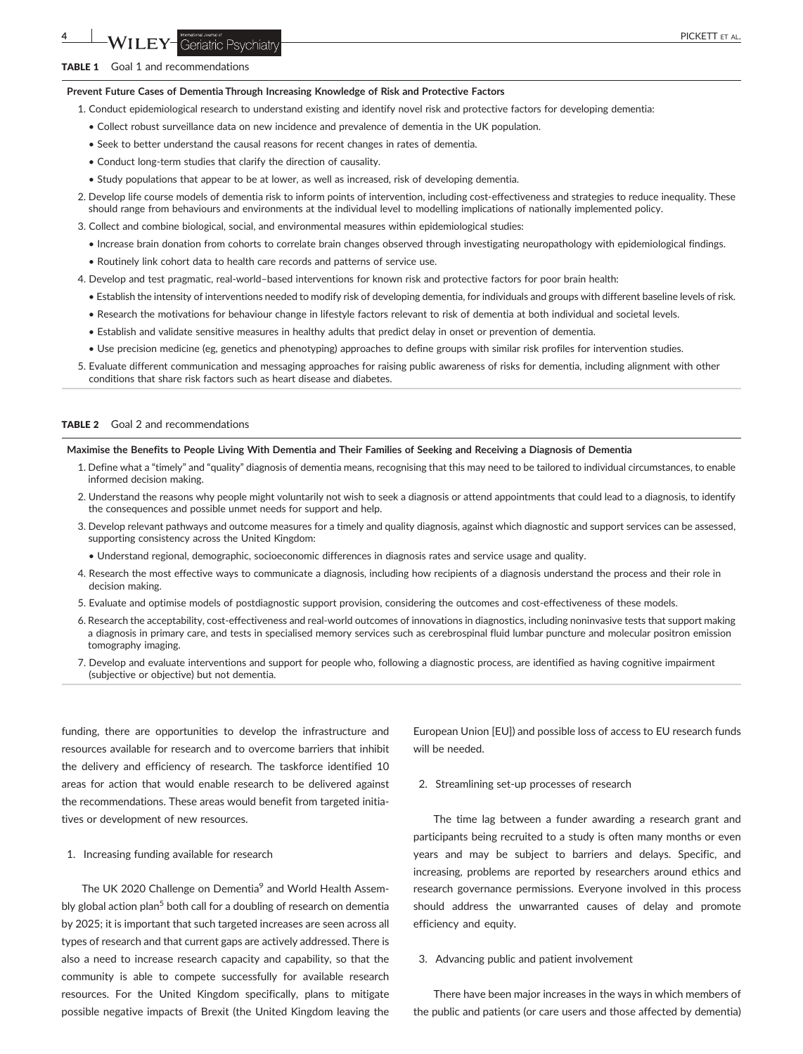**TABLE 1** Goal 1 and recommendations

**Prevent Future Cases of Dementia Through Increasing Knowledge of Risk and Protective Factors**

1. Conduct epidemiological research to understand existing and identify novel risk and protective factors for developing dementia:
   - Collect robust surveillance data on new incidence and prevalence of dementia in the UK population.
   - Seek to better understand the causal reasons for recent changes in rates of dementia.
   - Conduct long-term studies that clarify the direction of causality.
   - Study populations that appear to be at lower, as well as increased, risk of developing dementia.
2. Develop life course models of dementia risk to inform points of intervention, including cost-effectiveness and strategies to reduce inequality. These should range from behaviours and environments at the individual level to modelling implications of nationally implemented policy.
3. Collect and combine biological, social, and environmental measures within epidemiological studies:
   - Increase brain donation from cohorts to correlate brain changes observed through investigating neuropathology with epidemiological findings.
   - Routinely link cohort data to health care records and patterns of service use.
4. Develop and test pragmatic, real-world–based interventions for known risk and protective factors for poor brain health:
   - Establish the intensity of interventions needed to modify risk of developing dementia, for individuals and groups with different baseline levels of risk.
   - Research the motivations for behaviour change in lifestyle factors relevant to risk of dementia at both individual and societal levels.
   - Establish and validate sensitive measures in healthy adults that predict delay in onset or prevention of dementia.
   - Use precision medicine (eg, genetics and phenotyping) approaches to define groups with similar risk profiles for intervention studies.
5. Evaluate different communication and messaging approaches for raising public awareness of risks for dementia, including alignment with other conditions that share risk factors such as heart disease and diabetes.

**TABLE 2** Goal 2 and recommendations

**Maximise the Benefits to People Living With Dementia and Their Families of Seeking and Receiving a Diagnosis of Dementia**

1. Define what a "timely" and "quality" diagnosis of dementia means, recognising that this may need to be tailored to individual circumstances, to enable informed decision making.
2. Understand the reasons why people might voluntarily not wish to seek a diagnosis or attend appointments that could lead to a diagnosis, to identify the consequences and possible unmet needs for support and help.
3. Develop relevant pathways and outcome measures for a timely and quality diagnosis, against which diagnostic and support services can be assessed, supporting consistency across the United Kingdom:
   - Understand regional, demographic, socioeconomic differences in diagnosis rates and service usage and quality.
4. Research the most effective ways to communicate a diagnosis, including how recipients of a diagnosis understand the process and their role in decision making.
5. Evaluate and optimise models of postdiagnostic support provision, considering the outcomes and cost-effectiveness of these models.
6. Research the acceptability, cost-effectiveness and real-world outcomes of innovations in diagnostics, including noninvasive tests that support making a diagnosis in primary care, and tests in specialised memory services such as cerebrospinal fluid lumbar puncture and molecular positron emission tomography imaging.
7. Develop and evaluate interventions and support for people who, following a diagnostic process, are identified as having cognitive impairment (subjective or objective) but not dementia.

funding, there are opportunities to develop the infrastructure and resources available for research and to overcome barriers that inhibit the delivery and efficiency of research. The taskforce identified 10 areas for action that would enable research to be delivered against the recommendations. These areas would benefit from targeted initiatives or development of new resources.

1. Increasing funding available for research

The UK 2020 Challenge on Dementia[9] and World Health Assembly global action plan[5] both call for a doubling of research on dementia by 2025; it is important that such targeted increases are seen across all types of research and that current gaps are actively addressed. There is also a need to increase research capacity and capability, so that the community is able to compete successfully for available research resources. For the United Kingdom specifically, plans to mitigate possible negative impacts of Brexit (the United Kingdom leaving the European Union [EU]) and possible loss of access to EU research funds will be needed.

2. Streamlining set-up processes of research

The time lag between a funder awarding a research grant and participants being recruited to a study is often many months or even years and may be subject to barriers and delays. Specific, and increasing, problems are reported by researchers around ethics and research governance permissions. Everyone involved in this process should address the unwarranted causes of delay and promote efficiency and equity.

3. Advancing public and patient involvement

There have been major increases in the ways in which members of the public and patients (or care users and those affected by dementia)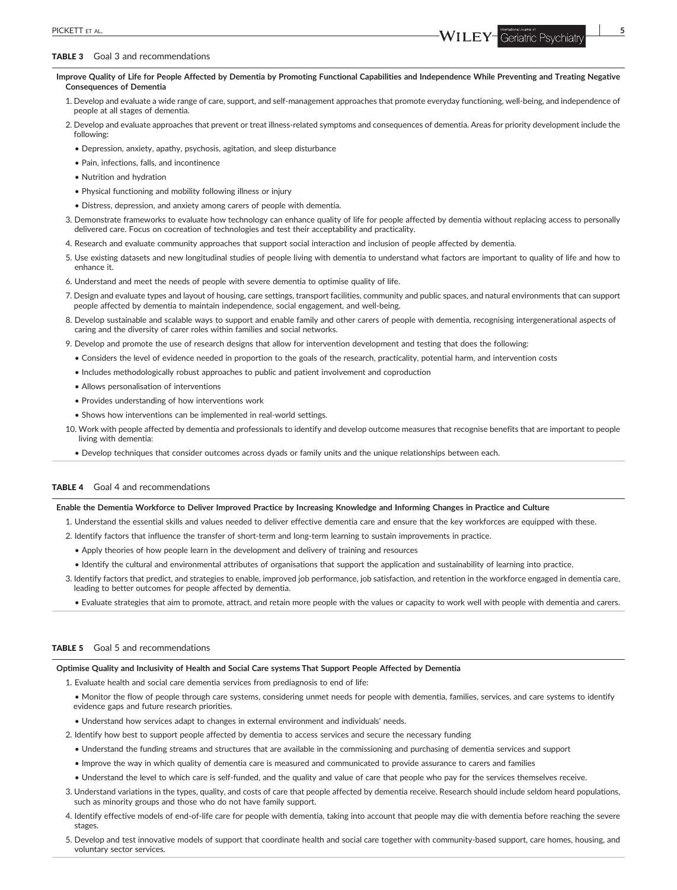**TABLE 3** Goal 3 and recommendations

**Improve Quality of Life for People Affected by Dementia by Promoting Functional Capabilities and Independence While Preventing and Treating Negative Consequences of Dementia**

1. Develop and evaluate a wide range of care, support, and self-management approaches that promote everyday functioning, well-being, and independence of people at all stages of dementia.
2. Develop and evaluate approaches that prevent or treat illness-related symptoms and consequences of dementia. Areas for priority development include the following:
   - Depression, anxiety, apathy, psychosis, agitation, and sleep disturbance
   - Pain, infections, falls, and incontinence
   - Nutrition and hydration
   - Physical functioning and mobility following illness or injury
   - Distress, depression, and anxiety among carers of people with dementia.
3. Demonstrate frameworks to evaluate how technology can enhance quality of life for people affected by dementia without replacing access to personally delivered care. Focus on cocreation of technologies and test their acceptability and practicality.
4. Research and evaluate community approaches that support social interaction and inclusion of people affected by dementia.
5. Use existing datasets and new longitudinal studies of people living with dementia to understand what factors are important to quality of life and how to enhance it.
6. Understand and meet the needs of people with severe dementia to optimise quality of life.
7. Design and evaluate types and layout of housing, care settings, transport facilities, community and public spaces, and natural environments that can support people affected by dementia to maintain independence, social engagement, and well-being.
8. Develop sustainable and scalable ways to support and enable family and other carers of people with dementia, recognising intergenerational aspects of caring and the diversity of carer roles within families and social networks.
9. Develop and promote the use of research designs that allow for intervention development and testing that does the following:
   - Considers the level of evidence needed in proportion to the goals of the research, practicality, potential harm, and intervention costs
   - Includes methodologically robust approaches to public and patient involvement and coproduction
   - Allows personalisation of interventions
   - Provides understanding of how interventions work
   - Shows how interventions can be implemented in real-world settings.
10. Work with people affected by dementia and professionals to identify and develop outcome measures that recognise benefits that are important to people living with dementia:
    - Develop techniques that consider outcomes across dyads or family units and the unique relationships between each.

**TABLE 4** Goal 4 and recommendations

**Enable the Dementia Workforce to Deliver Improved Practice by Increasing Knowledge and Informing Changes in Practice and Culture**

1. Understand the essential skills and values needed to deliver effective dementia care and ensure that the key workforces are equipped with these.
2. Identify factors that influence the transfer of short-term and long-term learning to sustain improvements in practice.
   - Apply theories of how people learn in the development and delivery of training and resources
   - Identify the cultural and environmental attributes of organisations that support the application and sustainability of learning into practice.
3. Identify factors that predict, and strategies to enable, improved job performance, job satisfaction, and retention in the workforce engaged in dementia care, leading to better outcomes for people affected by dementia.
   - Evaluate strategies that aim to promote, attract, and retain more people with the values or capacity to work well with people with dementia and carers.

**TABLE 5** Goal 5 and recommendations

**Optimise Quality and Inclusivity of Health and Social Care systems That Support People Affected by Dementia**

1. Evaluate health and social care dementia services from prediagnosis to end of life:
   - Monitor the flow of people through care systems, considering unmet needs for people with dementia, families, services, and care systems to identify evidence gaps and future research priorities.
   - Understand how services adapt to changes in external environment and individuals' needs.
2. Identify how best to support people affected by dementia to access services and secure the necessary funding
   - Understand the funding streams and structures that are available in the commissioning and purchasing of dementia services and support
   - Improve the way in which quality of dementia care is measured and communicated to provide assurance to carers and families
   - Understand the level to which care is self-funded, and the quality and value of care that people who pay for the services themselves receive.
3. Understand variations in the types, quality, and costs of care that people affected by dementia receive. Research should include seldom heard populations, such as minority groups and those who do not have family support.
4. Identify effective models of end-of-life care for people with dementia, taking into account that people may die with dementia before reaching the severe stages.
5. Develop and test innovative models of support that coordinate health and social care together with community-based support, care homes, housing, and voluntary sector services.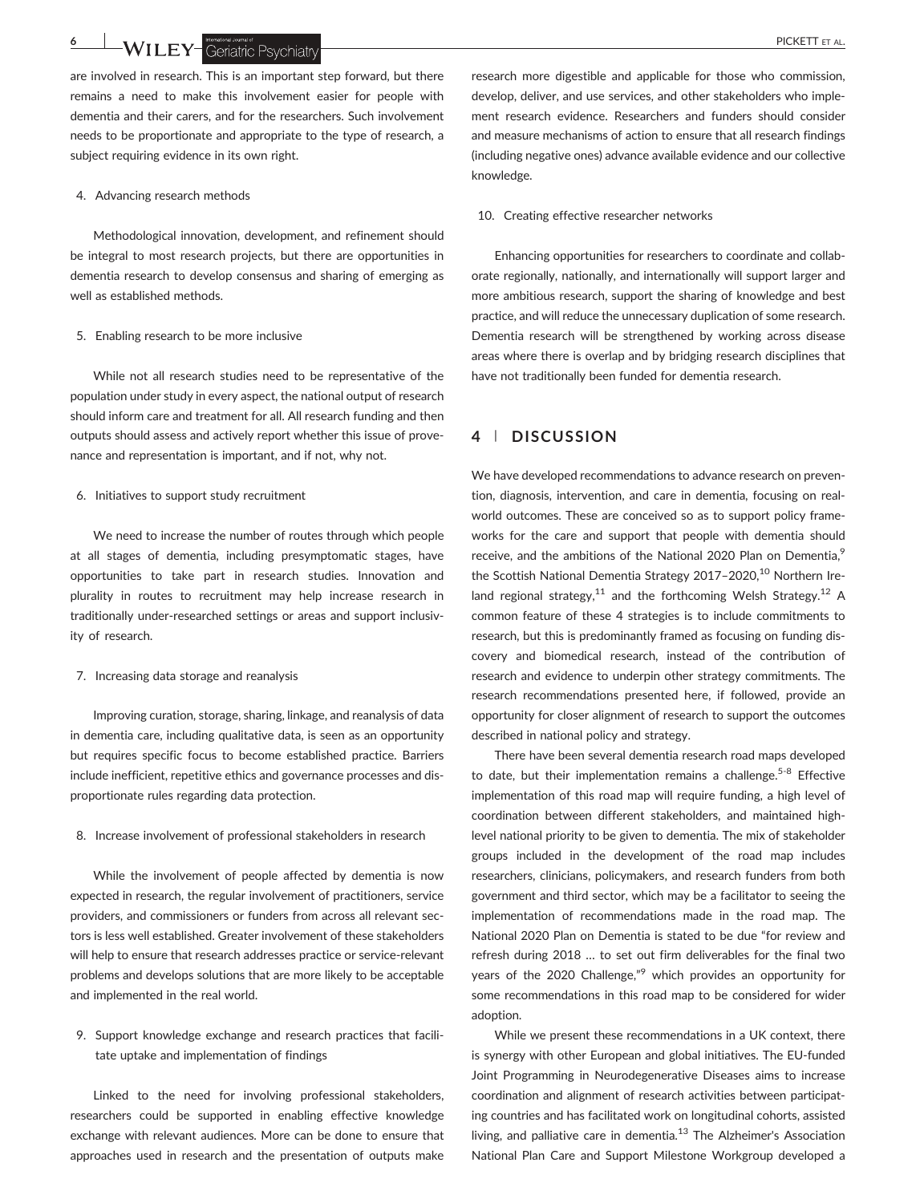are involved in research. This is an important step forward, but there remains a need to make this involvement easier for people with dementia and their carers, and for the researchers. Such involvement needs to be proportionate and appropriate to the type of research, a subject requiring evidence in its own right.

4. Advancing research methods

Methodological innovation, development, and refinement should be integral to most research projects, but there are opportunities in dementia research to develop consensus and sharing of emerging as well as established methods.

5. Enabling research to be more inclusive

While not all research studies need to be representative of the population under study in every aspect, the national output of research should inform care and treatment for all. All research funding and then outputs should assess and actively report whether this issue of provenance and representation is important, and if not, why not.

6. Initiatives to support study recruitment

We need to increase the number of routes through which people at all stages of dementia, including presymptomatic stages, have opportunities to take part in research studies. Innovation and plurality in routes to recruitment may help increase research in traditionally under-researched settings or areas and support inclusivity of research.

7. Increasing data storage and reanalysis

Improving curation, storage, sharing, linkage, and reanalysis of data in dementia care, including qualitative data, is seen as an opportunity but requires specific focus to become established practice. Barriers include inefficient, repetitive ethics and governance processes and disproportionate rules regarding data protection.

8. Increase involvement of professional stakeholders in research

While the involvement of people affected by dementia is now expected in research, the regular involvement of practitioners, service providers, and commissioners or funders from across all relevant sectors is less well established. Greater involvement of these stakeholders will help to ensure that research addresses practice or service-relevant problems and develops solutions that are more likely to be acceptable and implemented in the real world.

9. Support knowledge exchange and research practices that facilitate uptake and implementation of findings

Linked to the need for involving professional stakeholders, researchers could be supported in enabling effective knowledge exchange with relevant audiences. More can be done to ensure that approaches used in research and the presentation of outputs make research more digestible and applicable for those who commission, develop, deliver, and use services, and other stakeholders who implement research evidence. Researchers and funders should consider and measure mechanisms of action to ensure that all research findings (including negative ones) advance available evidence and our collective knowledge.

10. Creating effective researcher networks

Enhancing opportunities for researchers to coordinate and collaborate regionally, nationally, and internationally will support larger and more ambitious research, support the sharing of knowledge and best practice, and will reduce the unnecessary duplication of some research. Dementia research will be strengthened by working across disease areas where there is overlap and by bridging research disciplines that have not traditionally been funded for dementia research.

## 4 | DISCUSSION

We have developed recommendations to advance research on prevention, diagnosis, intervention, and care in dementia, focusing on real-world outcomes. These are conceived so as to support policy frameworks for the care and support that people with dementia should receive, and the ambitions of the National 2020 Plan on Dementia,[9] the Scottish National Dementia Strategy 2017–2020,[10] Northern Ireland regional strategy,[11] and the forthcoming Welsh Strategy.[12] A common feature of these 4 strategies is to include commitments to research, but this is predominantly framed as focusing on funding discovery and biomedical research, instead of the contribution of research and evidence to underpin other strategy commitments. The research recommendations presented here, if followed, provide an opportunity for closer alignment of research to support the outcomes described in national policy and strategy.

There have been several dementia research road maps developed to date, but their implementation remains a challenge.[5-8] Effective implementation of this road map will require funding, a high level of coordination between different stakeholders, and maintained high-level national priority to be given to dementia. The mix of stakeholder groups included in the development of the road map includes researchers, clinicians, policymakers, and research funders from both government and third sector, which may be a facilitator to seeing the implementation of recommendations made in the road map. The National 2020 Plan on Dementia is stated to be due "for review and refresh during 2018 … to set out firm deliverables for the final two years of the 2020 Challenge,"[9] which provides an opportunity for some recommendations in this road map to be considered for wider adoption.

While we present these recommendations in a UK context, there is synergy with other European and global initiatives. The EU-funded Joint Programming in Neurodegenerative Diseases aims to increase coordination and alignment of research activities between participating countries and has facilitated work on longitudinal cohorts, assisted living, and palliative care in dementia.[13] The Alzheimer's Association National Plan Care and Support Milestone Workgroup developed a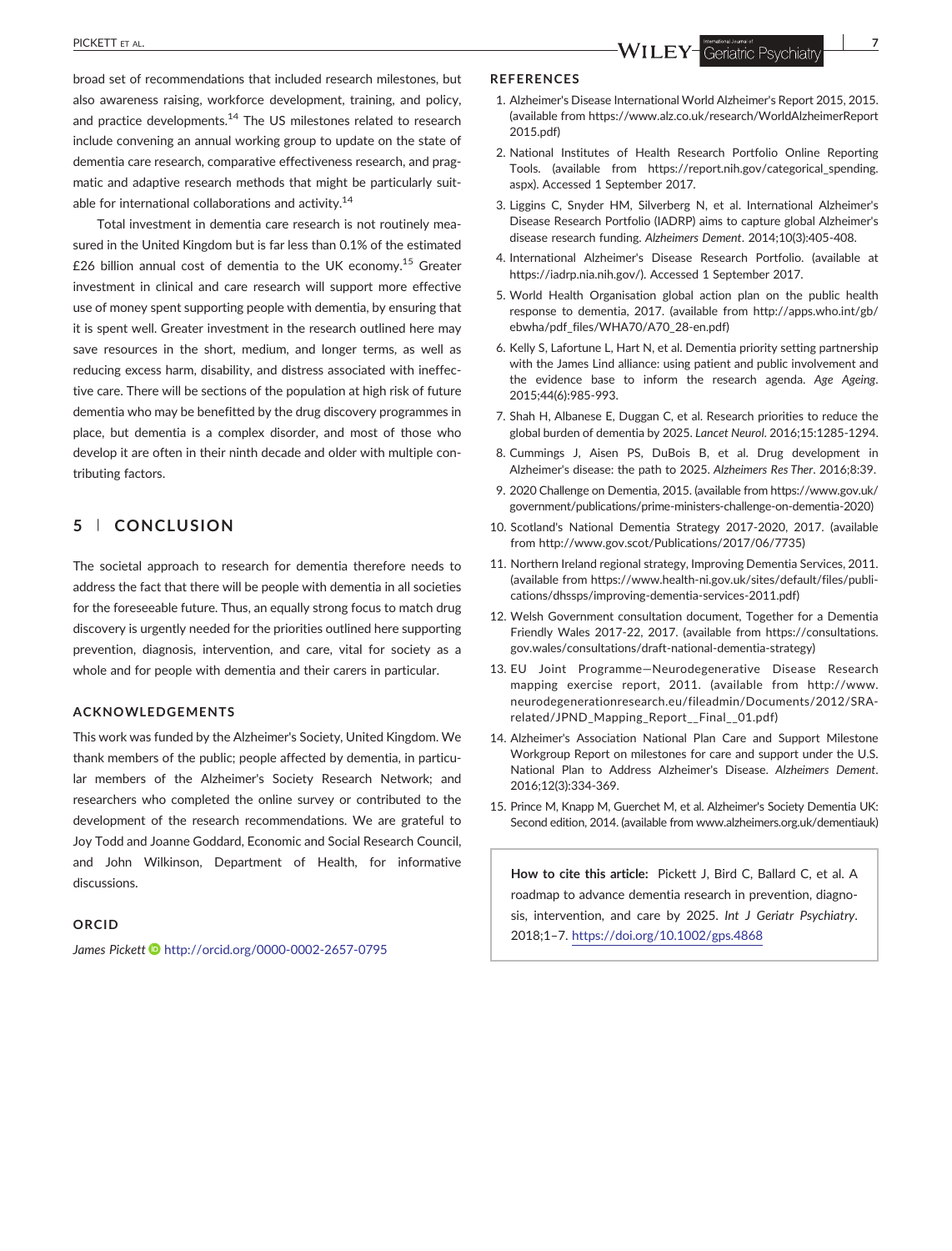broad set of recommendations that included research milestones, but also awareness raising, workforce development, training, and policy, and practice developments.[14] The US milestones related to research include convening an annual working group to update on the state of dementia care research, comparative effectiveness research, and pragmatic and adaptive research methods that might be particularly suitable for international collaborations and activity.[14]

Total investment in dementia care research is not routinely measured in the United Kingdom but is far less than 0.1% of the estimated £26 billion annual cost of dementia to the UK economy.[15] Greater investment in clinical and care research will support more effective use of money spent supporting people with dementia, by ensuring that it is spent well. Greater investment in the research outlined here may save resources in the short, medium, and longer terms, as well as reducing excess harm, disability, and distress associated with ineffective care. There will be sections of the population at high risk of future dementia who may be benefitted by the drug discovery programmes in place, but dementia is a complex disorder, and most of those who develop it are often in their ninth decade and older with multiple contributing factors.

## 5 | CONCLUSION

The societal approach to research for dementia therefore needs to address the fact that there will be people with dementia in all societies for the foreseeable future. Thus, an equally strong focus to match drug discovery is urgently needed for the priorities outlined here supporting prevention, diagnosis, intervention, and care, vital for society as a whole and for people with dementia and their carers in particular.

### ACKNOWLEDGEMENTS

This work was funded by the Alzheimer's Society, United Kingdom. We thank members of the public; people affected by dementia, in particular members of the Alzheimer's Society Research Network; and researchers who completed the online survey or contributed to the development of the research recommendations. We are grateful to Joy Todd and Joanne Goddard, Economic and Social Research Council, and John Wilkinson, Department of Health, for informative discussions.

### ORCID

*James Pickett* http://orcid.org/0000-0002-2657-0795

### REFERENCES

1. Alzheimer's Disease International World Alzheimer's Report 2015, 2015. (available from https://www.alz.co.uk/research/WorldAlzheimerReport2015.pdf)
2. National Institutes of Health Research Portfolio Online Reporting Tools. (available from https://report.nih.gov/categorical_spending.aspx). Accessed 1 September 2017.
3. Liggins C, Snyder HM, Silverberg N, et al. International Alzheimer's Disease Research Portfolio (IADRP) aims to capture global Alzheimer's disease research funding. *Alzheimers Dement*. 2014;10(3):405-408.
4. International Alzheimer's Disease Research Portfolio. (available at https://iadrp.nia.nih.gov/). Accessed 1 September 2017.
5. World Health Organisation global action plan on the public health response to dementia, 2017. (available from http://apps.who.int/gb/ebwha/pdf_files/WHA70/A70_28-en.pdf)
6. Kelly S, Lafortune L, Hart N, et al. Dementia priority setting partnership with the James Lind alliance: using patient and public involvement and the evidence base to inform the research agenda. *Age Ageing*. 2015;44(6):985-993.
7. Shah H, Albanese E, Duggan C, et al. Research priorities to reduce the global burden of dementia by 2025. *Lancet Neurol*. 2016;15:1285-1294.
8. Cummings J, Aisen PS, DuBois B, et al. Drug development in Alzheimer's disease: the path to 2025. *Alzheimers Res Ther*. 2016;8:39.
9. 2020 Challenge on Dementia, 2015. (available from https://www.gov.uk/government/publications/prime-ministers-challenge-on-dementia-2020)
10. Scotland's National Dementia Strategy 2017-2020, 2017. (available from http://www.gov.scot/Publications/2017/06/7735)
11. Northern Ireland regional strategy, Improving Dementia Services, 2011. (available from https://www.health-ni.gov.uk/sites/default/files/publications/dhssps/improving-dementia-services-2011.pdf)
12. Welsh Government consultation document, Together for a Dementia Friendly Wales 2017-22, 2017. (available from https://consultations.gov.wales/consultations/draft-national-dementia-strategy)
13. EU Joint Programme—Neurodegenerative Disease Research mapping exercise report, 2011. (available from http://www.neurodegenerationresearch.eu/fileadmin/Documents/2012/SRA-related/JPND_Mapping_Report__Final__01.pdf)
14. Alzheimer's Association National Plan Care and Support Milestone Workgroup Report on milestones for care and support under the U.S. National Plan to Address Alzheimer's Disease. *Alzheimers Dement*. 2016;12(3):334-369.
15. Prince M, Knapp M, Guerchet M, et al. Alzheimer's Society Dementia UK: Second edition, 2014. (available from www.alzheimers.org.uk/dementiauk)

**How to cite this article:** Pickett J, Bird C, Ballard C, et al. A roadmap to advance dementia research in prevention, diagnosis, intervention, and care by 2025. *Int J Geriatr Psychiatry*. 2018;1–7. https://doi.org/10.1002/gps.4868